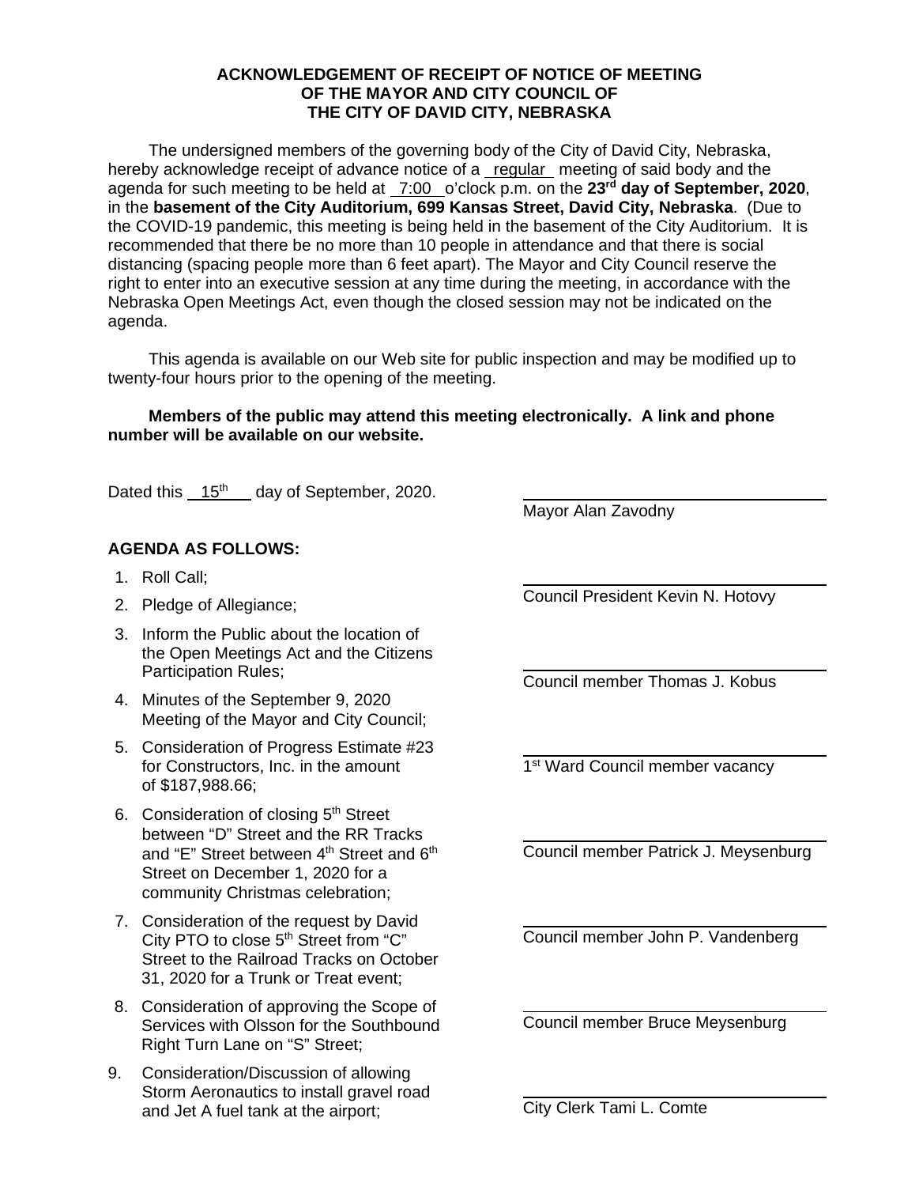**ACKNOWLEDGEMENT OF RECEIPT OF NOTICE OF MEETING**
**OF THE MAYOR AND CITY COUNCIL OF**
**THE CITY OF DAVID CITY, NEBRASKA**

The undersigned members of the governing body of the City of David City, Nebraska, hereby acknowledge receipt of advance notice of a regular meeting of said body and the agenda for such meeting to be held at 7:00 o'clock p.m. on the **23rd day of September, 2020**, in the **basement of the City Auditorium, 699 Kansas Street, David City, Nebraska**. (Due to the COVID-19 pandemic, this meeting is being held in the basement of the City Auditorium. It is recommended that there be no more than 10 people in attendance and that there is social distancing (spacing people more than 6 feet apart). The Mayor and City Council reserve the right to enter into an executive session at any time during the meeting, in accordance with the Nebraska Open Meetings Act, even though the closed session may not be indicated on the agenda.

This agenda is available on our Web site for public inspection and may be modified up to twenty-four hours prior to the opening of the meeting.

**Members of the public may attend this meeting electronically. A link and phone number will be available on our website.**

Dated this 15th day of September, 2020.

**AGENDA AS FOLLOWS:**

1. Roll Call;
2. Pledge of Allegiance;
3. Inform the Public about the location of the Open Meetings Act and the Citizens Participation Rules;
4. Minutes of the September 9, 2020 Meeting of the Mayor and City Council;
5. Consideration of Progress Estimate #23 for Constructors, Inc. in the amount of $187,988.66;
6. Consideration of closing 5th Street between "D" Street and the RR Tracks and "E" Street between 4th Street and 6th Street on December 1, 2020 for a community Christmas celebration;
7. Consideration of the request by David City PTO to close 5th Street from "C" Street to the Railroad Tracks on October 31, 2020 for a Trunk or Treat event;
8. Consideration of approving the Scope of Services with Olsson for the Southbound Right Turn Lane on "S" Street;
9. Consideration/Discussion of allowing Storm Aeronautics to install gravel road and Jet A fuel tank at the airport;

\_\_\_\_\_\_\_\_\_\_\_\_\_\_\_\_\_\_\_\_\_\_\_\_\_\_\_\_\_\_
Mayor Alan Zavodny

\_\_\_\_\_\_\_\_\_\_\_\_\_\_\_\_\_\_\_\_\_\_\_\_\_\_\_\_\_\_
Council President Kevin N. Hotovy

\_\_\_\_\_\_\_\_\_\_\_\_\_\_\_\_\_\_\_\_\_\_\_\_\_\_\_\_\_\_
Council member Thomas J. Kobus

\_\_\_\_\_\_\_\_\_\_\_\_\_\_\_\_\_\_\_\_\_\_\_\_\_\_\_\_\_\_
1st Ward Council member vacancy

\_\_\_\_\_\_\_\_\_\_\_\_\_\_\_\_\_\_\_\_\_\_\_\_\_\_\_\_\_\_
Council member Patrick J. Meysenburg

\_\_\_\_\_\_\_\_\_\_\_\_\_\_\_\_\_\_\_\_\_\_\_\_\_\_\_\_\_\_
Council member John P. Vandenberg

\_\_\_\_\_\_\_\_\_\_\_\_\_\_\_\_\_\_\_\_\_\_\_\_\_\_\_\_\_\_
Council member Bruce Meysenburg

\_\_\_\_\_\_\_\_\_\_\_\_\_\_\_\_\_\_\_\_\_\_\_\_\_\_\_\_\_\_
City Clerk Tami L. Comte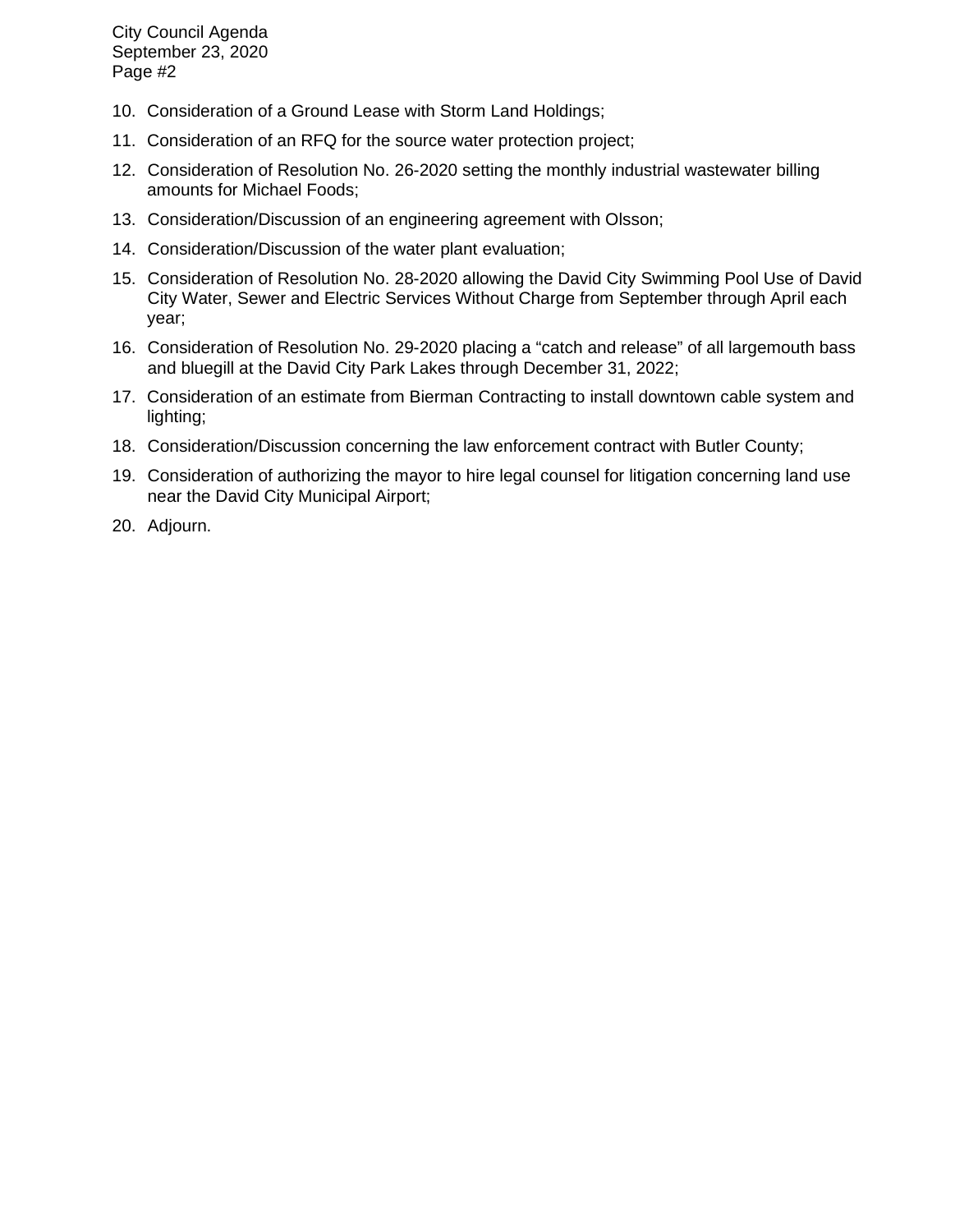10. Consideration of a Ground Lease with Storm Land Holdings;
11. Consideration of an RFQ for the source water protection project;
12. Consideration of Resolution No. 26-2020 setting the monthly industrial wastewater billing amounts for Michael Foods;
13. Consideration/Discussion of an engineering agreement with Olsson;
14. Consideration/Discussion of the water plant evaluation;
15. Consideration of Resolution No. 28-2020 allowing the David City Swimming Pool Use of David City Water, Sewer and Electric Services Without Charge from September through April each year;
16. Consideration of Resolution No. 29-2020 placing a "catch and release" of all largemouth bass and bluegill at the David City Park Lakes through December 31, 2022;
17. Consideration of an estimate from Bierman Contracting to install downtown cable system and lighting;
18. Consideration/Discussion concerning the law enforcement contract with Butler County;
19. Consideration of authorizing the mayor to hire legal counsel for litigation concerning land use near the David City Municipal Airport;
20. Adjourn.